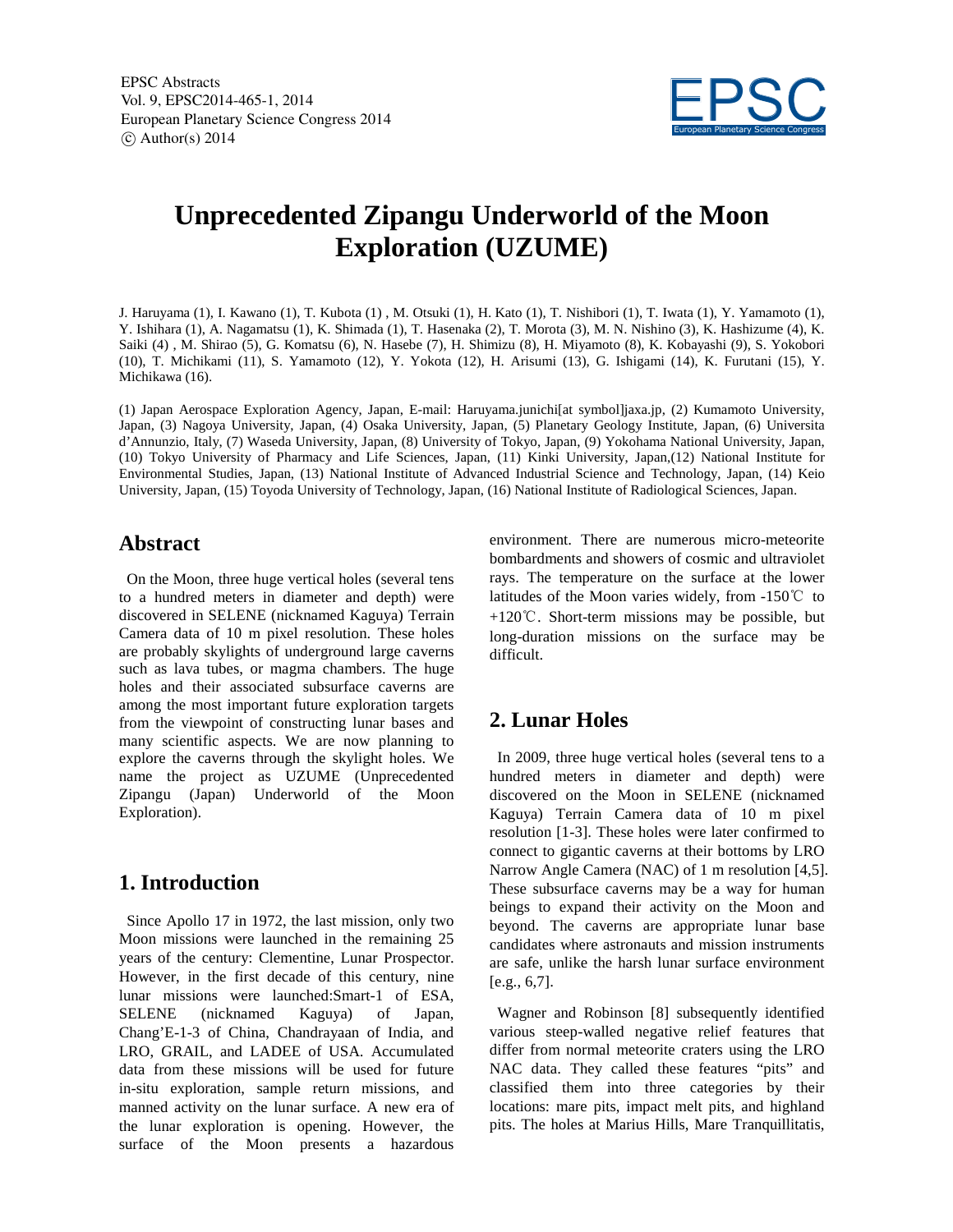# Unprecedented Zipangu Underworld of the Moon Exploration (UZUME)

J. Haruyama (1), I. Kawano (1), T. Kubota (1) , M. Otsuki (1), H. Kato (1), T. Nishibori (1), T. Iwata (1), Y. Yamamoto (1), Y. Ishihara (1), A. Nagamatsu (1), K. Shimada (1), T. Hasenaka (2), T. Morota (3), M. N. Nishino (3), K. Hashizume (4), K. Saiki (4) , M. Shirao (5), G. Komatsu (6), N. Hasebe (7), H. Shimizu (8), H. Miyamoto (8), K. Kobayashi (9), S. Yokobori (10), T. Michikami (11), S. Yamamoto (12), Y. Yokota (12), H. Arisumi (13), G. Ishigami (14), K. Furutani (15), Y. Michikawa (16).

(1) Japan Aerospace Exploration Agency, Japan, E-mail: Haruyama.junichi[at symbol]jaxa.jp, (2) Kumamoto University, Japan, (3) Nagoya University, Japan, (4) Osaka University, Japan, (5) Planetary Geology Institute, Japan, (6) Universita d'Annunzio, Italy, (7) Waseda University, Japan, (8) University of Tokyo, Japan, (9) Yokohama National University, Japan, (10) Tokyo University of Pharmacy and Life Sciences, Japan, (11) Kinki University, Japan,(12) National Institute for Environmental Studies, Japan, (13) National Institute of Advanced Industrial Science and Technology, Japan, (14) Keio University, Japan, (15) Toyoda University of Technology, Japan, (16) National Institute of Radiological Sciences, Japan.

## Abstract

On the Moon, three huge vertical holes (several tens to a hundred meters in diameter and depth) were discovered in SELENE (nicknamed Kaguya) Terrain Camera data of 10 m pixel resolution. These holes are probably skylights of underground large caverns such as lava tubes, or magma chambers. The huge holes and their associated subsurface caverns are among the most important future exploration targets from the viewpoint of constructing lunar bases and many scientific aspects. We are now planning to explore the caverns through the skylight holes. We name the project as UZUME (Unprecedented Zipangu (Japan) Underworld of the Moon Exploration).

## 1. Introduction

Since Apollo 17 in 1972, the last mission, only two Moon missions were launched in the remaining 25 years of the century: Clementine, Lunar Prospector. However, in the first decade of this century, nine lunar missions were launched:Smart-1 of ESA, SELENE (nicknamed Kaguya) of Japan, Chang'E-1-3 of China, Chandrayaan of India, and LRO, GRAIL, and LADEE of USA. Accumulated data from these missions will be used for future in-situ exploration, sample return missions, and manned activity on the lunar surface. A new era of the lunar exploration is opening. However, the surface of the Moon presents a hazardous environment. There are numerous micro-meteorite bombardments and showers of cosmic and ultraviolet rays. The temperature on the surface at the lower latitudes of the Moon varies widely, from -150℃ to +120℃. Short-term missions may be possible, but long-duration missions on the surface may be difficult.

## 2. Lunar Holes

In 2009, three huge vertical holes (several tens to a hundred meters in diameter and depth) were discovered on the Moon in SELENE (nicknamed Kaguya) Terrain Camera data of 10 m pixel resolution [1-3]. These holes were later confirmed to connect to gigantic caverns at their bottoms by LRO Narrow Angle Camera (NAC) of 1 m resolution [4,5]. These subsurface caverns may be a way for human beings to expand their activity on the Moon and beyond. The caverns are appropriate lunar base candidates where astronauts and mission instruments are safe, unlike the harsh lunar surface environment [e.g., 6,7].

Wagner and Robinson [8] subsequently identified various steep-walled negative relief features that differ from normal meteorite craters using the LRO NAC data. They called these features "pits" and classified them into three categories by their locations: mare pits, impact melt pits, and highland pits. The holes at Marius Hills, Mare Tranquillitatis,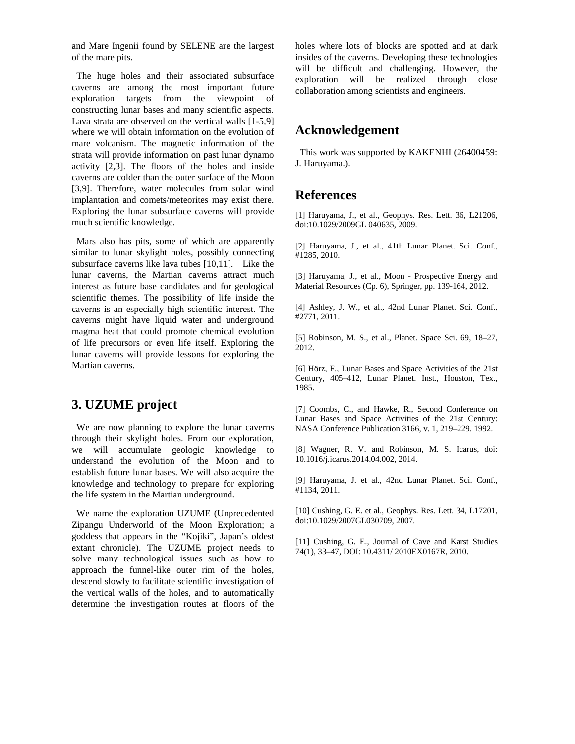and Mare Ingenii found by SELENE are the largest of the mare pits.

The huge holes and their associated subsurface caverns are among the most important future exploration targets from the viewpoint of constructing lunar bases and many scientific aspects. Lava strata are observed on the vertical walls [1-5,9] where we will obtain information on the evolution of mare volcanism. The magnetic information of the strata will provide information on past lunar dynamo activity [2,3]. The floors of the holes and inside caverns are colder than the outer surface of the Moon [3,9]. Therefore, water molecules from solar wind implantation and comets/meteorites may exist there. Exploring the lunar subsurface caverns will provide much scientific knowledge.

Mars also has pits, some of which are apparently similar to lunar skylight holes, possibly connecting subsurface caverns like lava tubes [10,11]. Like the lunar caverns, the Martian caverns attract much interest as future base candidates and for geological scientific themes. The possibility of life inside the caverns is an especially high scientific interest. The caverns might have liquid water and underground magma heat that could promote chemical evolution of life precursors or even life itself. Exploring the lunar caverns will provide lessons for exploring the Martian caverns.

## 3. UZUME project

We are now planning to explore the lunar caverns through their skylight holes. From our exploration, we will accumulate geologic knowledge to understand the evolution of the Moon and to establish future lunar bases. We will also acquire the knowledge and technology to prepare for exploring the life system in the Martian underground.

We name the exploration UZUME (Unprecedented Zipangu Underworld of the Moon Exploration; a goddess that appears in the "Kojiki", Japan's oldest extant chronicle). The UZUME project needs to solve many technological issues such as how to approach the funnel-like outer rim of the holes, descend slowly to facilitate scientific investigation of the vertical walls of the holes, and to automatically determine the investigation routes at floors of the holes where lots of blocks are spotted and at dark insides of the caverns. Developing these technologies will be difficult and challenging. However, the exploration will be realized through close collaboration among scientists and engineers.

## Acknowledgement

This work was supported by KAKENHI (26400459: J. Haruyama.).

## References

[1] Haruyama, J., et al., Geophys. Res. Lett. 36, L21206, doi:10.1029/2009GL 040635, 2009.

[2] Haruyama, J., et al., 41th Lunar Planet. Sci. Conf., #1285, 2010.

[3] Haruyama, J., et al., Moon - Prospective Energy and Material Resources (Cp. 6), Springer, pp. 139-164, 2012.

[4] Ashley, J. W., et al., 42nd Lunar Planet. Sci. Conf., #2771, 2011.

[5] Robinson, M. S., et al., Planet. Space Sci. 69, 18–27, 2012.

[6] Hörz, F., Lunar Bases and Space Activities of the 21st Century, 405–412, Lunar Planet. Inst., Houston, Tex., 1985.

[7] Coombs, C., and Hawke, R., Second Conference on Lunar Bases and Space Activities of the 21st Century: NASA Conference Publication 3166, v. 1, 219–229. 1992.

[8] Wagner, R. V. and Robinson, M. S. Icarus, doi: 10.1016/j.icarus.2014.04.002, 2014.

[9] Haruyama, J. et al., 42nd Lunar Planet. Sci. Conf., #1134, 2011.

[10] Cushing, G. E. et al., Geophys. Res. Lett. 34, L17201, doi:10.1029/2007GL030709, 2007.

[11] Cushing, G. E., Journal of Cave and Karst Studies 74(1), 33–47, DOI: 10.4311/ 2010EX0167R, 2010.